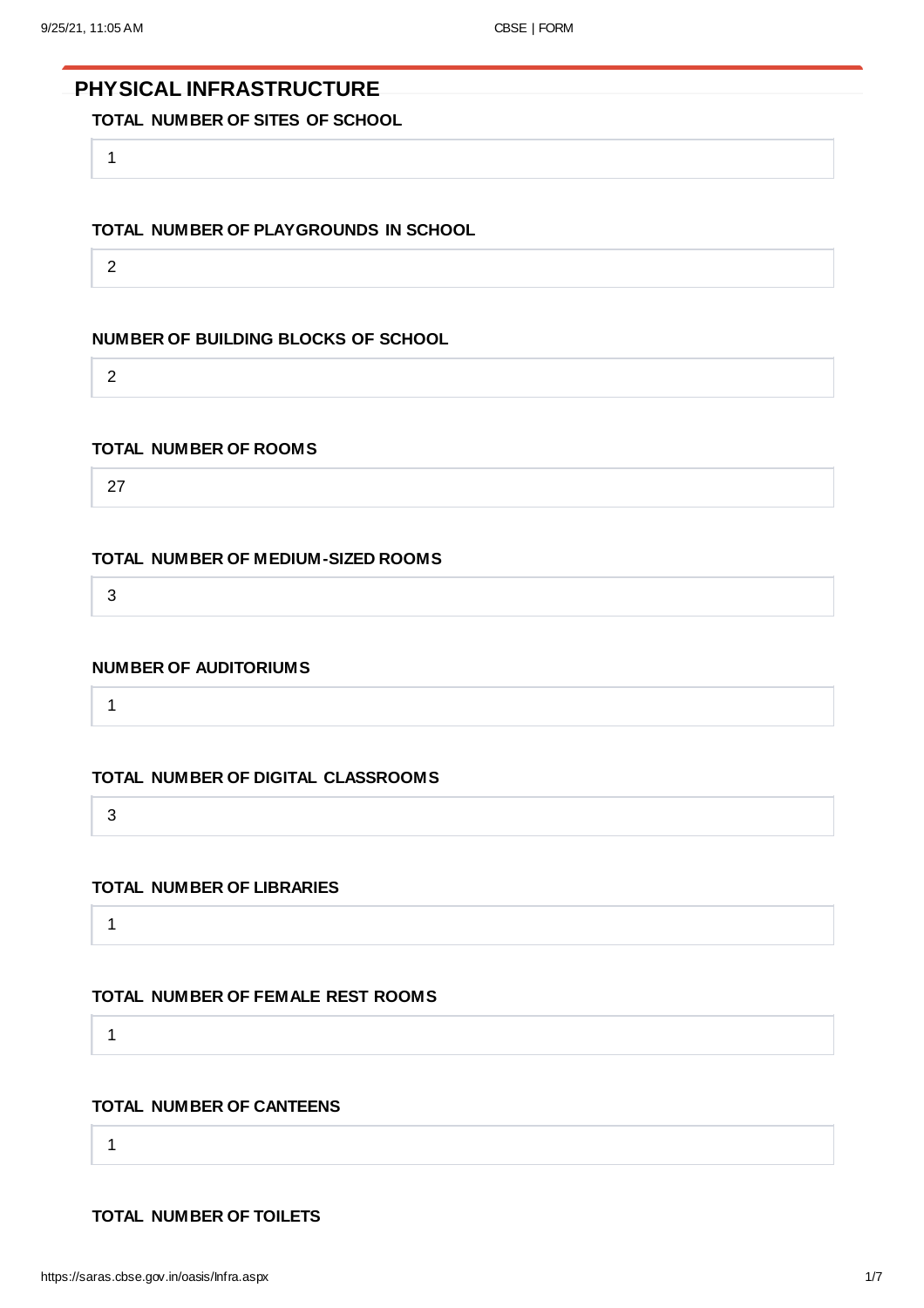## PHYSICAL INFRASTRUCTURE

**TOTAL NUMBER OF SITES OF SCHOOL**

1

**TOTAL NUMBER OF PLAYGROUNDS IN SCHOOL**

2

**NUMBER OF BUILDING BLOCKS OF SCHOOL**

2

**TOTAL NUMBER OF ROOMS**

27

**TOTAL NUMBER OF MEDIUM-SIZED ROOMS**

3

**NUMBER OF AUDITORIUMS**

1

**TOTAL NUMBER OF DIGITAL CLASSROOMS**

3

**TOTAL NUMBER OF LIBRARIES**

1

**TOTAL NUMBER OF FEMALE REST ROOMS**

1

**TOTAL NUMBER OF CANTEENS**

1

**TOTAL NUMBER OF TOILETS**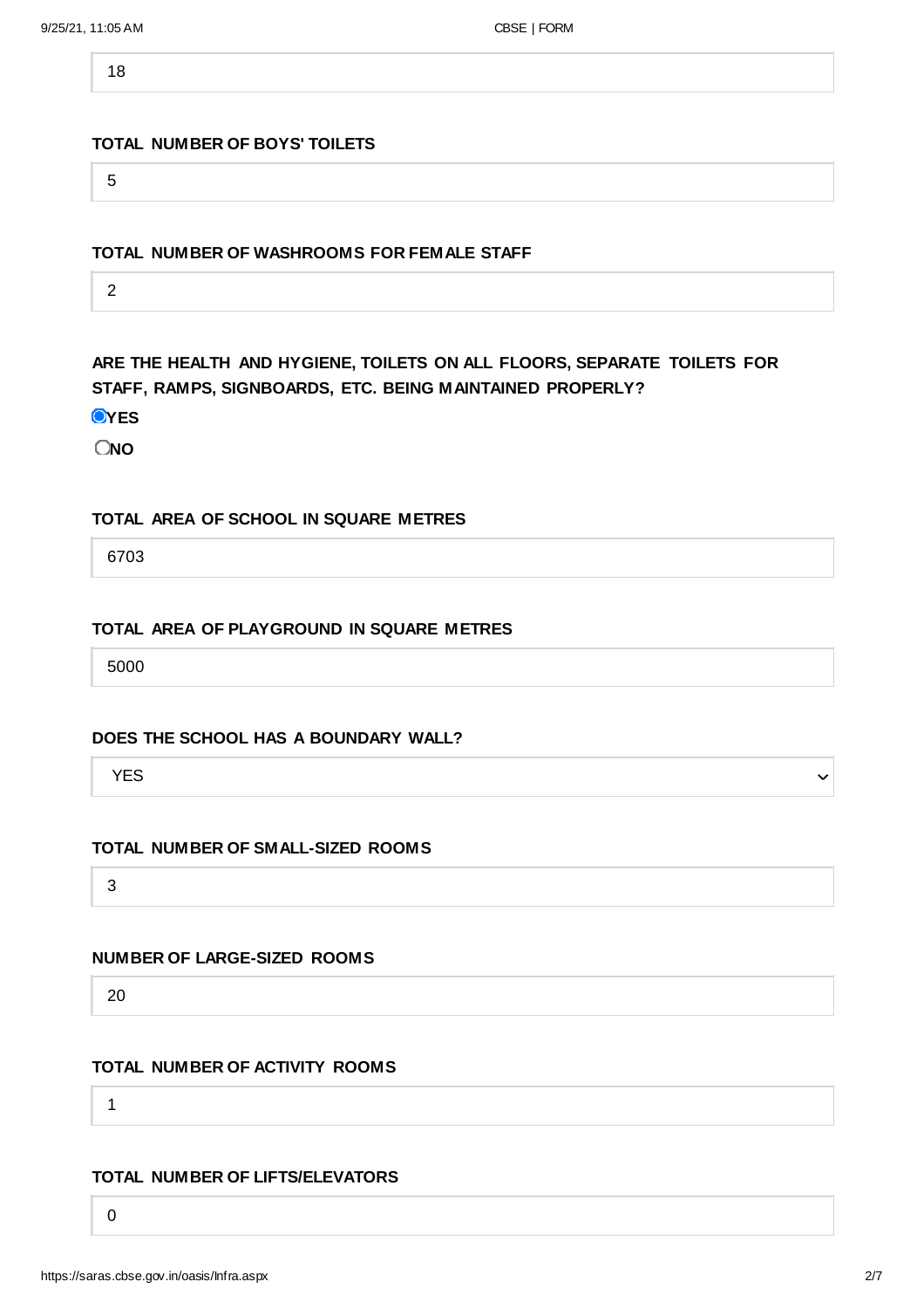18

**TOTAL NUMBER OF BOYS' TOILETS**

5

**TOTAL NUMBER OF WASHROOMS FOR FEMALE STAFF**

2

**ARE THE HEALTH AND HYGIENE, TOILETS ON ALL FLOORS, SEPARATE TOILETS FOR STAFF, RAMPS, SIGNBOARDS, ETC. BEING MAINTAINED PROPERLY?**

- (●) **YES**
- ( ) **NO**

**TOTAL AREA OF SCHOOL IN SQUARE METRES**

6703

**TOTAL AREA OF PLAYGROUND IN SQUARE METRES**

5000

**DOES THE SCHOOL HAS A BOUNDARY WALL?**

YES

**TOTAL NUMBER OF SMALL-SIZED ROOMS**

3

**NUMBER OF LARGE-SIZED ROOMS**

20

**TOTAL NUMBER OF ACTIVITY ROOMS**

1

**TOTAL NUMBER OF LIFTS/ELEVATORS**

0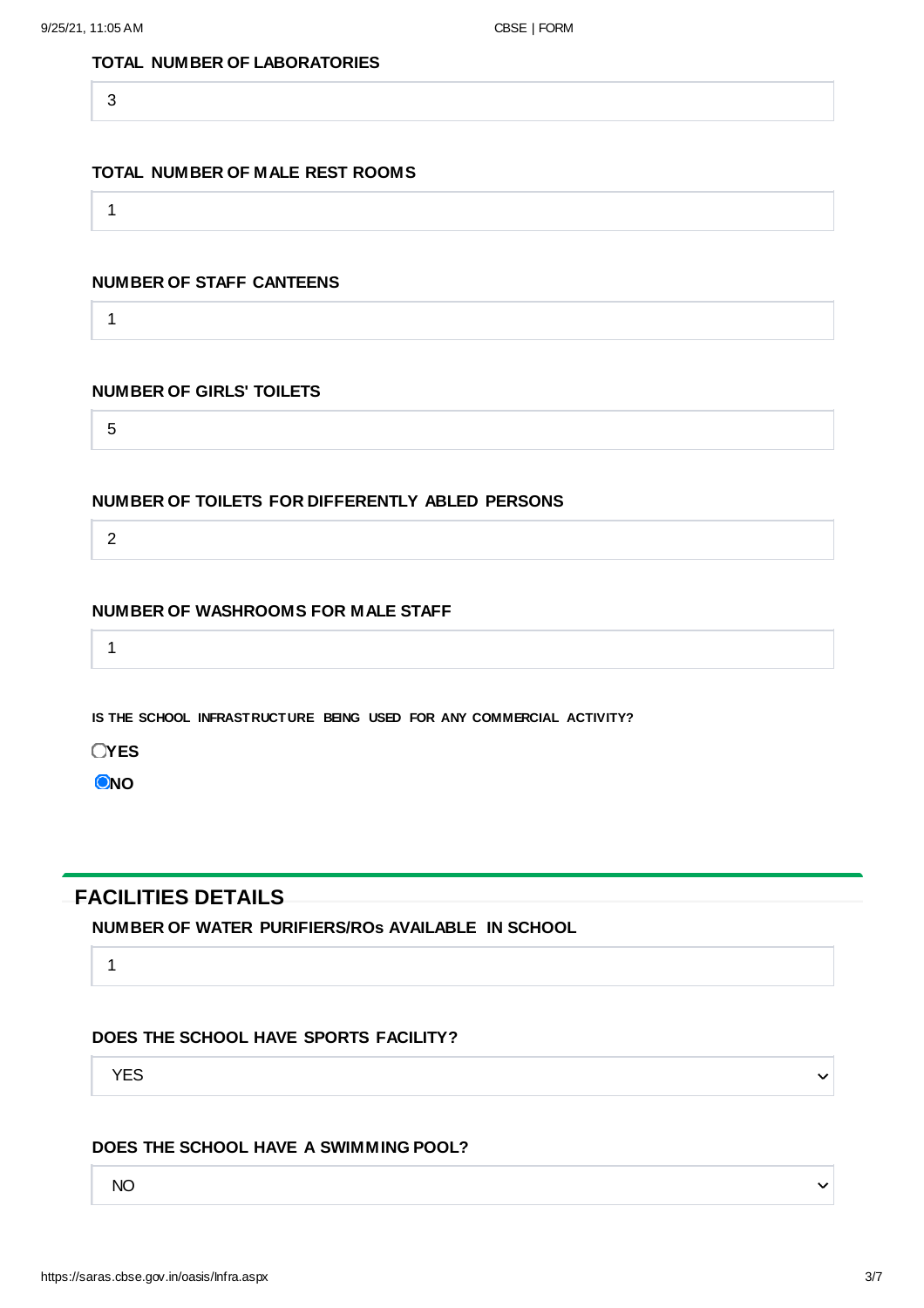**TOTAL NUMBER OF LABORATORIES**

3

**TOTAL NUMBER OF MALE REST ROOMS**

1

**NUMBER OF STAFF CANTEENS**

1

**NUMBER OF GIRLS' TOILETS**

5

**NUMBER OF TOILETS FOR DIFFERENTLY ABLED PERSONS**

2

**NUMBER OF WASHROOMS FOR MALE STAFF**

1

**IS THE SCHOOL INFRASTRUCTURE BEING USED FOR ANY COMMERCIAL ACTIVITY?**

- [ ] **YES**
- [x] **NO**

## FACILITIES DETAILS

**NUMBER OF WATER PURIFIERS/ROs AVAILABLE IN SCHOOL**

1

**DOES THE SCHOOL HAVE SPORTS FACILITY?**

YES

**DOES THE SCHOOL HAVE A SWIMMING POOL?**

NO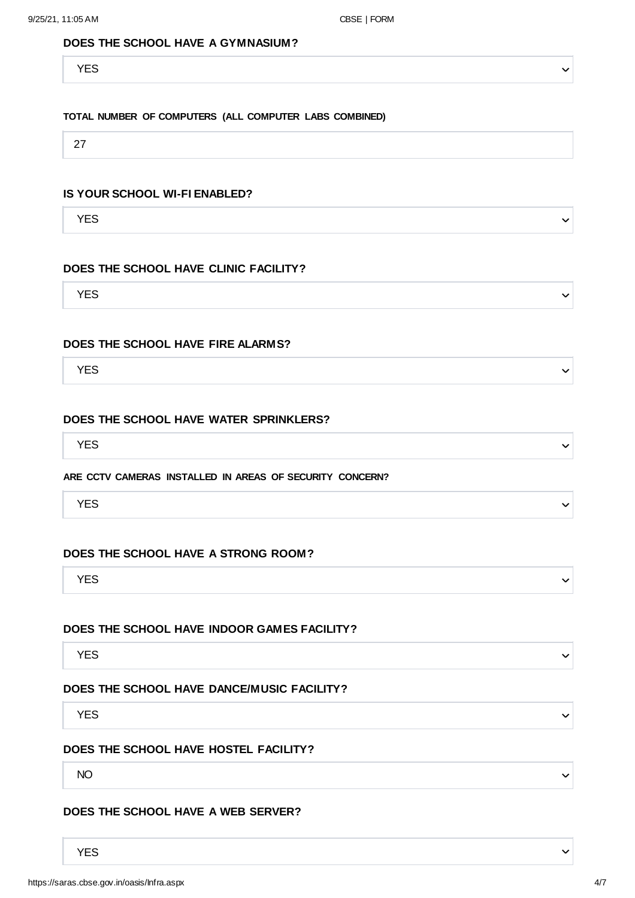**DOES THE SCHOOL HAVE A GYMNASIUM?**

YES

**TOTAL NUMBER OF COMPUTERS (ALL COMPUTER LABS COMBINED)**

27

**IS YOUR SCHOOL WI-FI ENABLED?**

YES

**DOES THE SCHOOL HAVE CLINIC FACILITY?**

YES

**DOES THE SCHOOL HAVE FIRE ALARMS?**

YES

**DOES THE SCHOOL HAVE WATER SPRINKLERS?**

YES

**ARE CCTV CAMERAS INSTALLED IN AREAS OF SECURITY CONCERN?**

YES

**DOES THE SCHOOL HAVE A STRONG ROOM?**

YES

**DOES THE SCHOOL HAVE INDOOR GAMES FACILITY?**

YES

**DOES THE SCHOOL HAVE DANCE/MUSIC FACILITY?**

YES

**DOES THE SCHOOL HAVE HOSTEL FACILITY?**

NO

**DOES THE SCHOOL HAVE A WEB SERVER?**

YES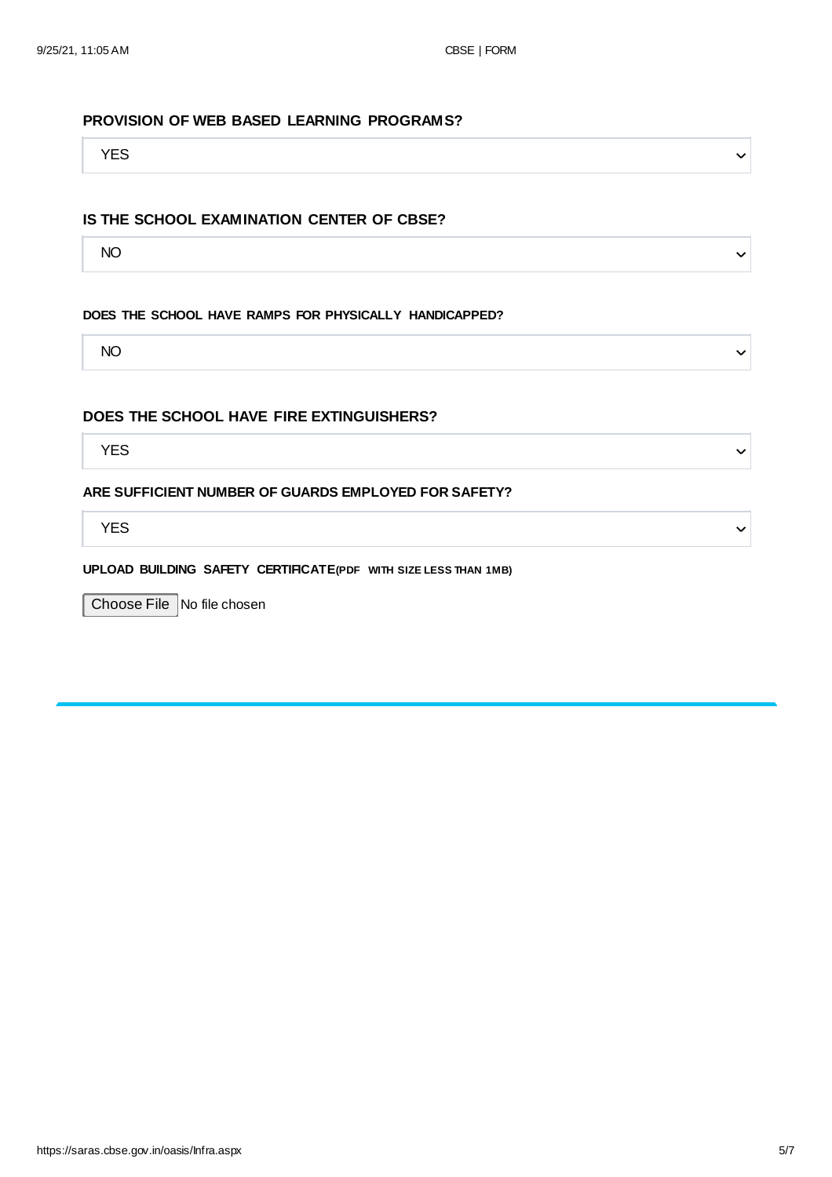**PROVISION OF WEB BASED LEARNING PROGRAMS?**

YES

**IS THE SCHOOL EXAMINATION CENTER OF CBSE?**

NO

**DOES THE SCHOOL HAVE RAMPS FOR PHYSICALLY HANDICAPPED?**

NO

**DOES THE SCHOOL HAVE FIRE EXTINGUISHERS?**

YES

**ARE SUFFICIENT NUMBER OF GUARDS EMPLOYED FOR SAFETY?**

YES

**UPLOAD BUILDING SAFETY CERTIFICATE(PDF WITH SIZE LESS THAN 1MB)**

Choose File No file chosen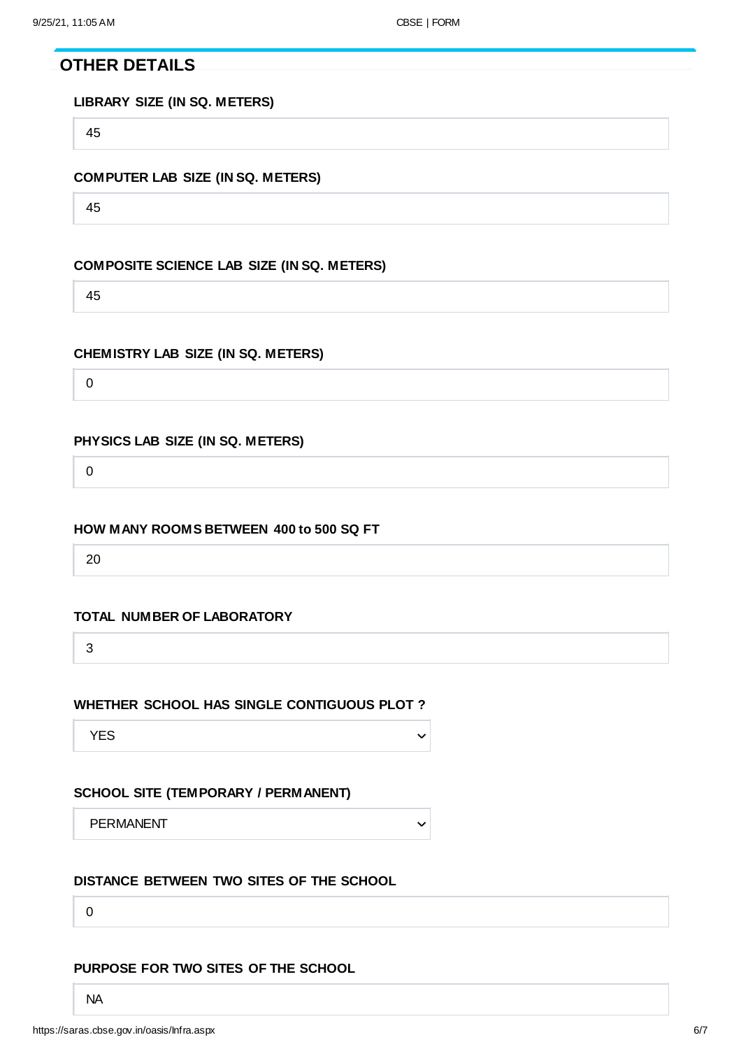## OTHER DETAILS

**LIBRARY SIZE (IN SQ. METERS)**

45

**COMPUTER LAB SIZE (IN SQ. METERS)**

45

**COMPOSITE SCIENCE LAB SIZE (IN SQ. METERS)**

45

**CHEMISTRY LAB SIZE (IN SQ. METERS)**

0

**PHYSICS LAB SIZE (IN SQ. METERS)**

0

**HOW MANY ROOMS BETWEEN 400 to 500 SQ FT**

20

**TOTAL NUMBER OF LABORATORY**

3

**WHETHER SCHOOL HAS SINGLE CONTIGUOUS PLOT ?**

YES

**SCHOOL SITE (TEMPORARY / PERMANENT)**

PERMANENT

**DISTANCE BETWEEN TWO SITES OF THE SCHOOL**

0

**PURPOSE FOR TWO SITES OF THE SCHOOL**

NA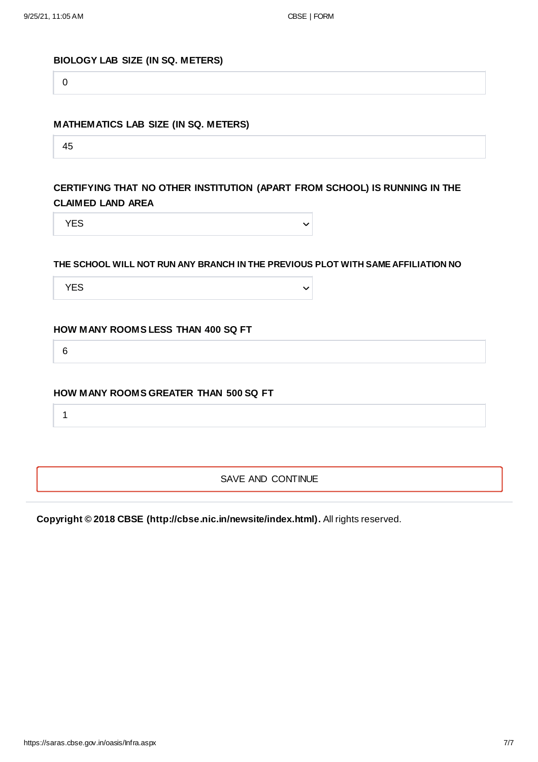**BIOLOGY LAB SIZE (IN SQ. METERS)**

0

**MATHEMATICS LAB SIZE (IN SQ. METERS)**

45

**CERTIFYING THAT NO OTHER INSTITUTION (APART FROM SCHOOL) IS RUNNING IN THE CLAIMED LAND AREA**

YES

**THE SCHOOL WILL NOT RUN ANY BRANCH IN THE PREVIOUS PLOT WITH SAME AFFILIATION NO**

YES

**HOW MANY ROOMS LESS THAN 400 SQ FT**

6

**HOW MANY ROOMS GREATER THAN 500 SQ FT**

1

SAVE AND CONTINUE

**Copyright © 2018 CBSE (http://cbse.nic.in/newsite/index.html).** All rights reserved.